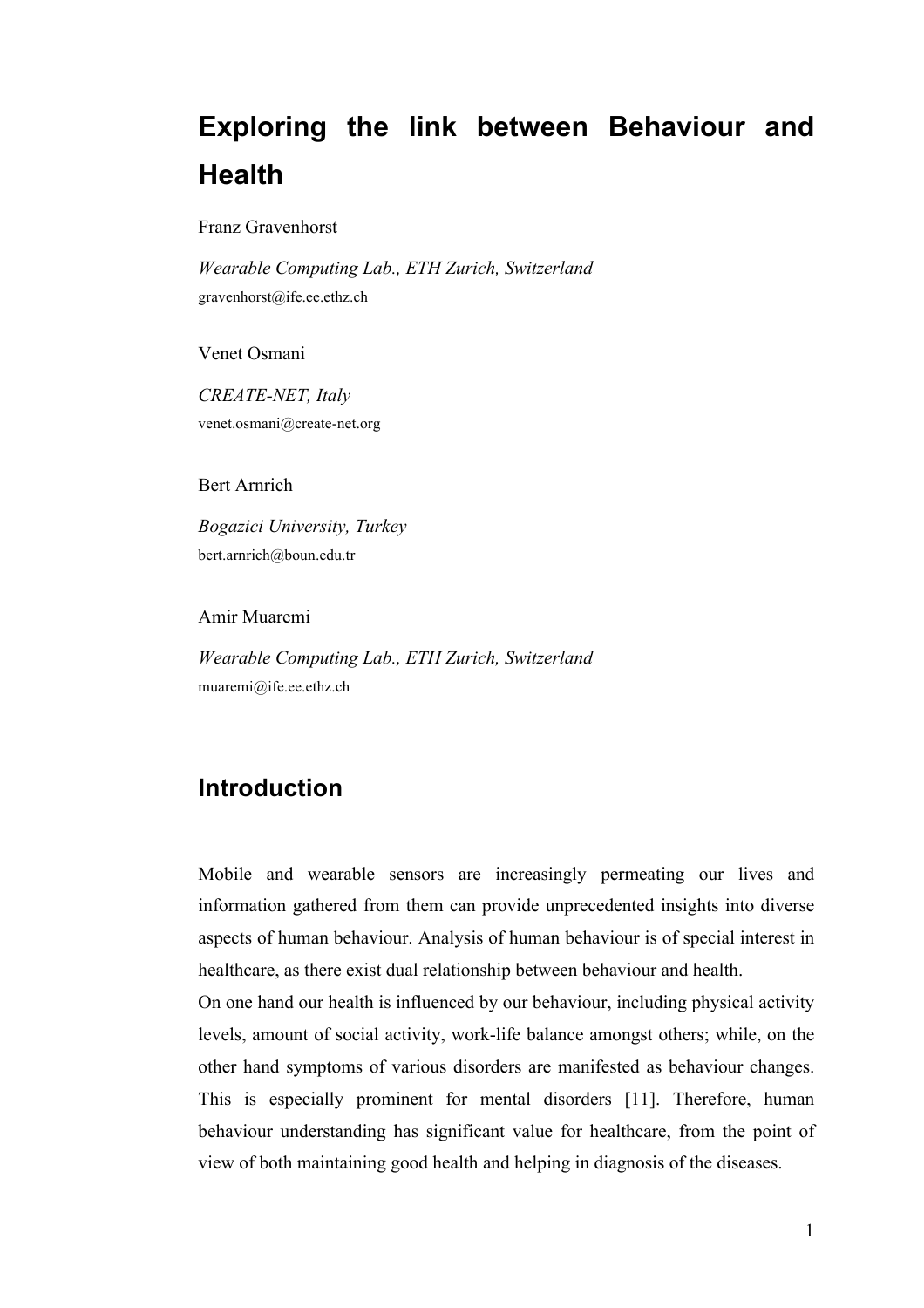# Exploring the link between Behaviour and Health

Franz Gravenhorst

*Wearable Computing Lab., ETH Zurich, Switzerland*

gravenhorst@ife.ee.ethz.ch

Venet Osmani

*CREATE-NET, Italy*

venet.osmani@create-net.org

Bert Arnrich

*Bogazici University, Turkey*

bert.arnrich@boun.edu.tr

Amir Muaremi

*Wearable Computing Lab., ETH Zurich, Switzerland*

muaremi@ife.ee.ethz.ch

## Introduction

Mobile and wearable sensors are increasingly permeating our lives and information gathered from them can provide unprecedented insights into diverse aspects of human behaviour. Analysis of human behaviour is of special interest in healthcare, as there exist dual relationship between behaviour and health.

On one hand our health is influenced by our behaviour, including physical activity levels, amount of social activity, work-life balance amongst others; while, on the other hand symptoms of various disorders are manifested as behaviour changes. This is especially prominent for mental disorders [11]. Therefore, human behaviour understanding has significant value for healthcare, from the point of view of both maintaining good health and helping in diagnosis of the diseases.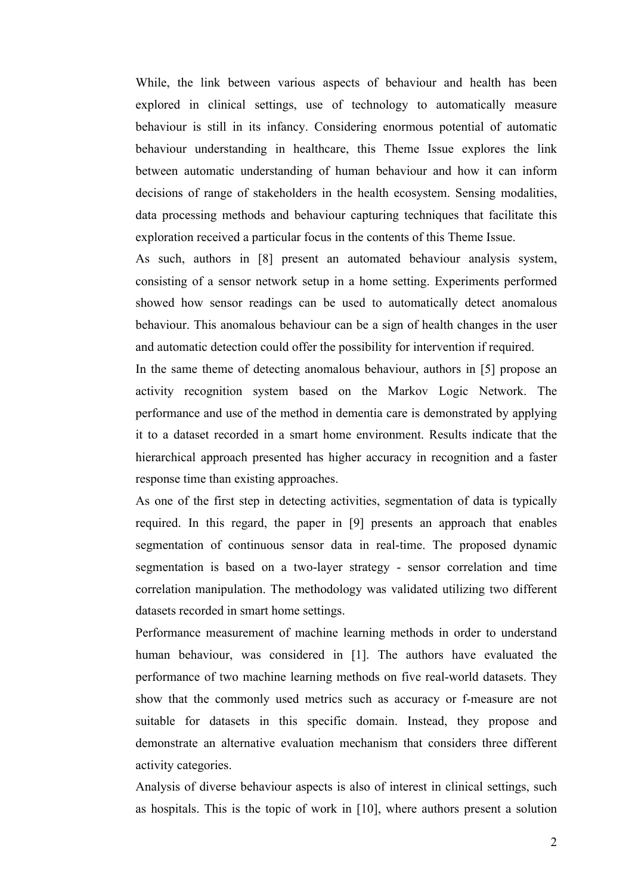While, the link between various aspects of behaviour and health has been explored in clinical settings, use of technology to automatically measure behaviour is still in its infancy. Considering enormous potential of automatic behaviour understanding in healthcare, this Theme Issue explores the link between automatic understanding of human behaviour and how it can inform decisions of range of stakeholders in the health ecosystem. Sensing modalities, data processing methods and behaviour capturing techniques that facilitate this exploration received a particular focus in the contents of this Theme Issue.

As such, authors in [8] present an automated behaviour analysis system, consisting of a sensor network setup in a home setting. Experiments performed showed how sensor readings can be used to automatically detect anomalous behaviour. This anomalous behaviour can be a sign of health changes in the user and automatic detection could offer the possibility for intervention if required.

In the same theme of detecting anomalous behaviour, authors in [5] propose an activity recognition system based on the Markov Logic Network. The performance and use of the method in dementia care is demonstrated by applying it to a dataset recorded in a smart home environment. Results indicate that the hierarchical approach presented has higher accuracy in recognition and a faster response time than existing approaches.

As one of the first step in detecting activities, segmentation of data is typically required. In this regard, the paper in [9] presents an approach that enables segmentation of continuous sensor data in real-time. The proposed dynamic segmentation is based on a two-layer strategy - sensor correlation and time correlation manipulation. The methodology was validated utilizing two different datasets recorded in smart home settings.

Performance measurement of machine learning methods in order to understand human behaviour, was considered in [1]. The authors have evaluated the performance of two machine learning methods on five real-world datasets. They show that the commonly used metrics such as accuracy or f-measure are not suitable for datasets in this specific domain. Instead, they propose and demonstrate an alternative evaluation mechanism that considers three different activity categories.

Analysis of diverse behaviour aspects is also of interest in clinical settings, such as hospitals. This is the topic of work in [10], where authors present a solution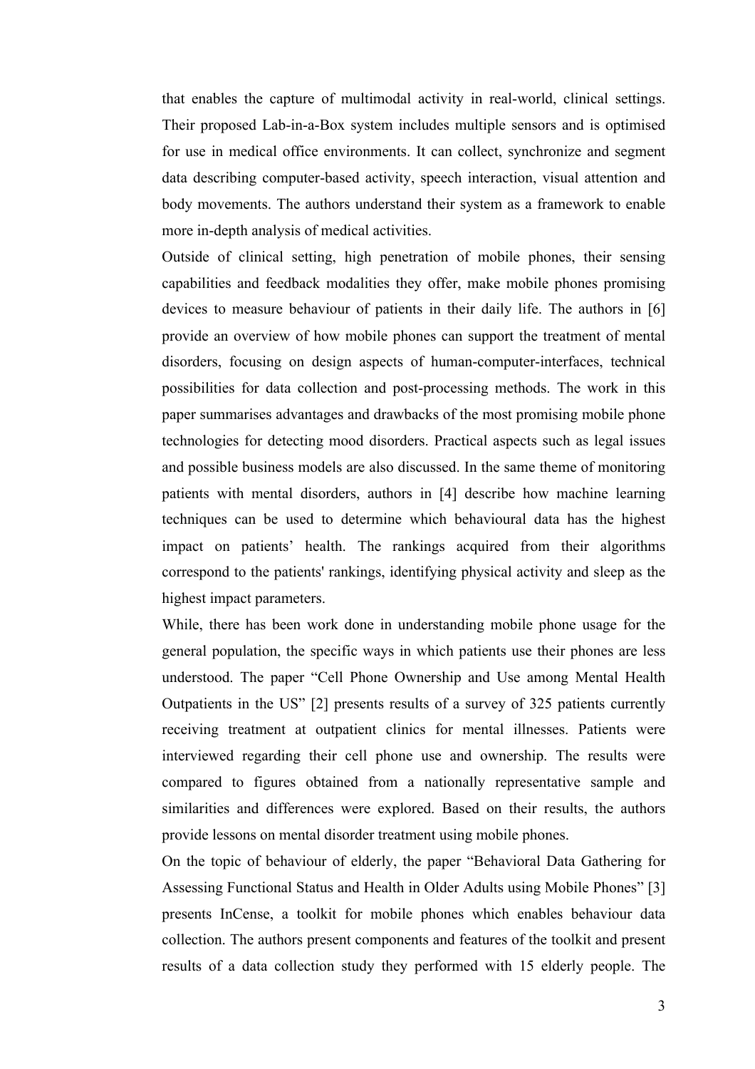that enables the capture of multimodal activity in real-world, clinical settings. Their proposed Lab-in-a-Box system includes multiple sensors and is optimised for use in medical office environments. It can collect, synchronize and segment data describing computer-based activity, speech interaction, visual attention and body movements. The authors understand their system as a framework to enable more in-depth analysis of medical activities.

Outside of clinical setting, high penetration of mobile phones, their sensing capabilities and feedback modalities they offer, make mobile phones promising devices to measure behaviour of patients in their daily life. The authors in [6] provide an overview of how mobile phones can support the treatment of mental disorders, focusing on design aspects of human-computer-interfaces, technical possibilities for data collection and post-processing methods. The work in this paper summarises advantages and drawbacks of the most promising mobile phone technologies for detecting mood disorders. Practical aspects such as legal issues and possible business models are also discussed. In the same theme of monitoring patients with mental disorders, authors in [4] describe how machine learning techniques can be used to determine which behavioural data has the highest impact on patients' health. The rankings acquired from their algorithms correspond to the patients' rankings, identifying physical activity and sleep as the highest impact parameters.

While, there has been work done in understanding mobile phone usage for the general population, the specific ways in which patients use their phones are less understood. The paper "Cell Phone Ownership and Use among Mental Health Outpatients in the US" [2] presents results of a survey of 325 patients currently receiving treatment at outpatient clinics for mental illnesses. Patients were interviewed regarding their cell phone use and ownership. The results were compared to figures obtained from a nationally representative sample and similarities and differences were explored. Based on their results, the authors provide lessons on mental disorder treatment using mobile phones.

On the topic of behaviour of elderly, the paper "Behavioral Data Gathering for Assessing Functional Status and Health in Older Adults using Mobile Phones" [3] presents InCense, a toolkit for mobile phones which enables behaviour data collection. The authors present components and features of the toolkit and present results of a data collection study they performed with 15 elderly people. The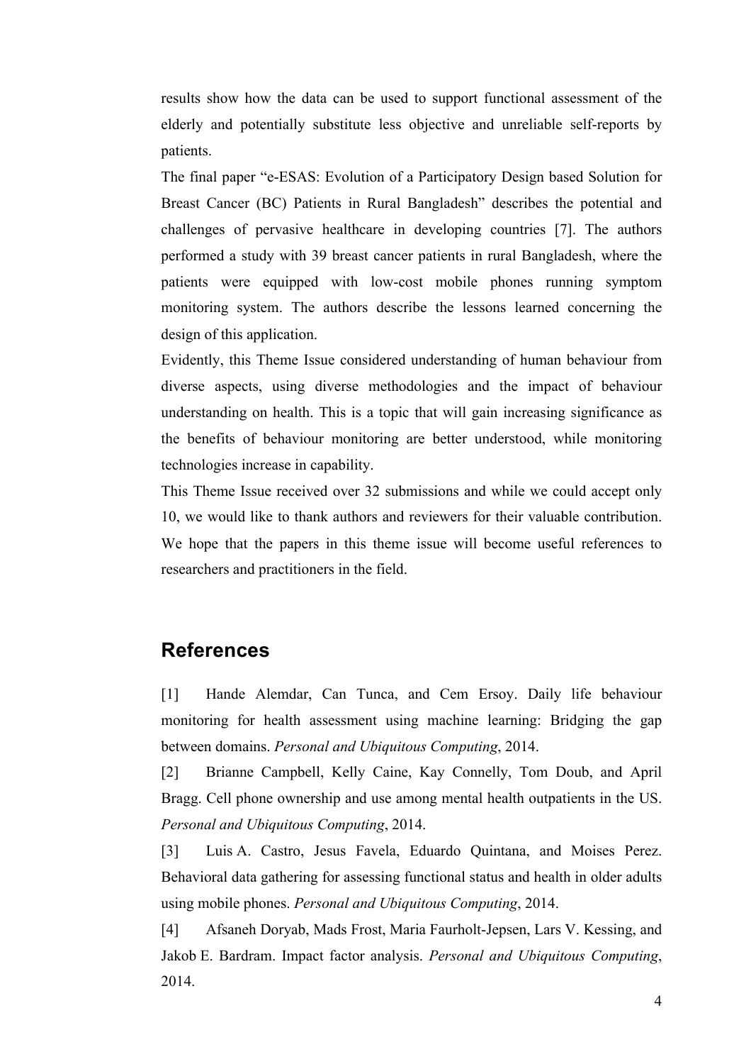results show how the data can be used to support functional assessment of the elderly and potentially substitute less objective and unreliable self-reports by patients.

The final paper "e-ESAS: Evolution of a Participatory Design based Solution for Breast Cancer (BC) Patients in Rural Bangladesh" describes the potential and challenges of pervasive healthcare in developing countries [7]. The authors performed a study with 39 breast cancer patients in rural Bangladesh, where the patients were equipped with low-cost mobile phones running symptom monitoring system. The authors describe the lessons learned concerning the design of this application.

Evidently, this Theme Issue considered understanding of human behaviour from diverse aspects, using diverse methodologies and the impact of behaviour understanding on health. This is a topic that will gain increasing significance as the benefits of behaviour monitoring are better understood, while monitoring technologies increase in capability.

This Theme Issue received over 32 submissions and while we could accept only 10, we would like to thank authors and reviewers for their valuable contribution. We hope that the papers in this theme issue will become useful references to researchers and practitioners in the field.

## References

[1] Hande Alemdar, Can Tunca, and Cem Ersoy. Daily life behaviour monitoring for health assessment using machine learning: Bridging the gap between domains. *Personal and Ubiquitous Computing*, 2014.

[2] Brianne Campbell, Kelly Caine, Kay Connelly, Tom Doub, and April Bragg. Cell phone ownership and use among mental health outpatients in the US. *Personal and Ubiquitous Computing*, 2014.

[3] Luis A. Castro, Jesus Favela, Eduardo Quintana, and Moises Perez. Behavioral data gathering for assessing functional status and health in older adults using mobile phones. *Personal and Ubiquitous Computing*, 2014.

[4] Afsaneh Doryab, Mads Frost, Maria Faurholt-Jepsen, Lars V. Kessing, and Jakob E. Bardram. Impact factor analysis. *Personal and Ubiquitous Computing*, 2014.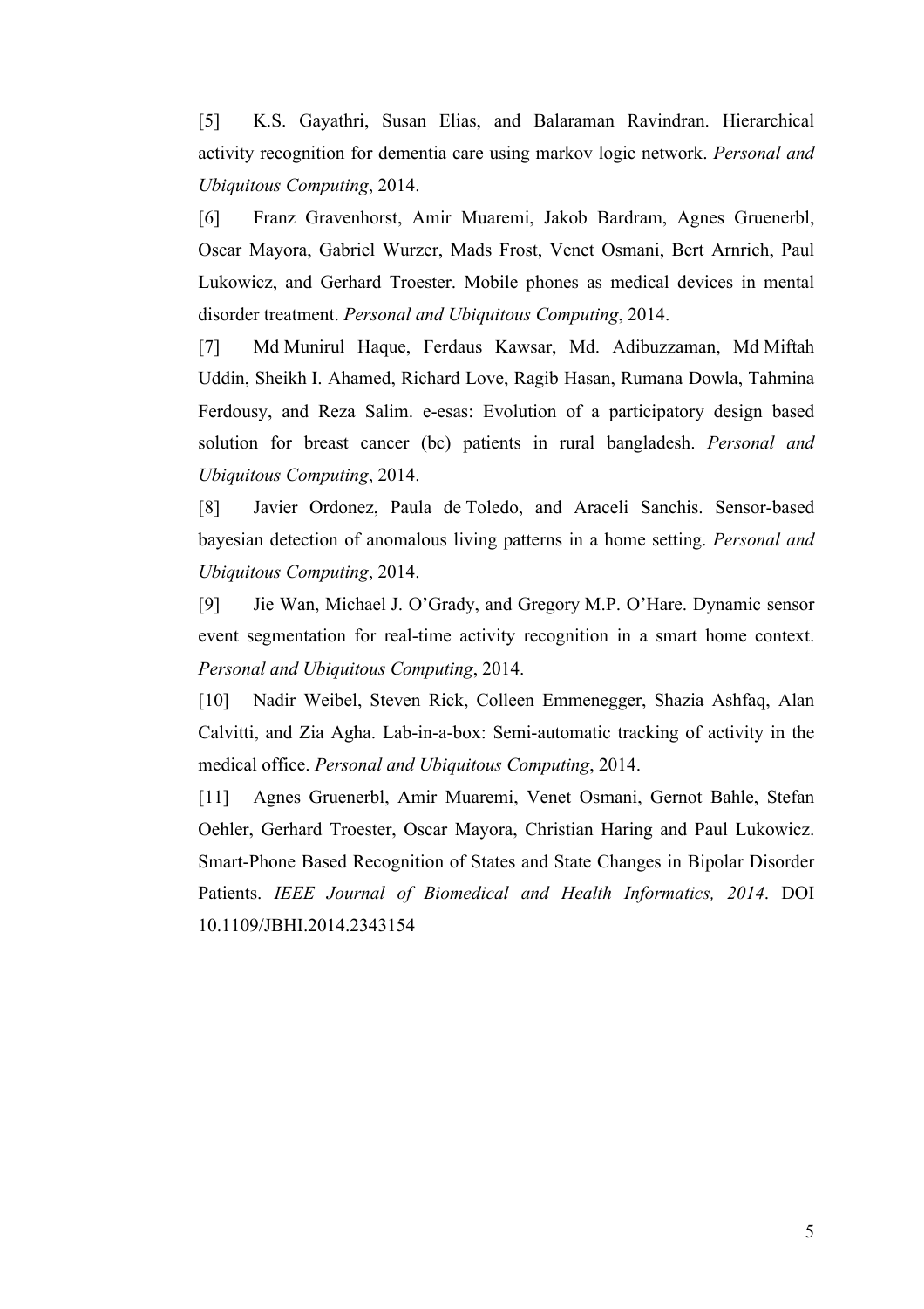[5] K.S. Gayathri, Susan Elias, and Balaraman Ravindran. Hierarchical activity recognition for dementia care using markov logic network. *Personal and Ubiquitous Computing*, 2014.

[6] Franz Gravenhorst, Amir Muaremi, Jakob Bardram, Agnes Gruenerbl, Oscar Mayora, Gabriel Wurzer, Mads Frost, Venet Osmani, Bert Arnrich, Paul Lukowicz, and Gerhard Troester. Mobile phones as medical devices in mental disorder treatment. *Personal and Ubiquitous Computing*, 2014.

[7] Md Munirul Haque, Ferdaus Kawsar, Md. Adibuzzaman, Md Miftah Uddin, Sheikh I. Ahamed, Richard Love, Ragib Hasan, Rumana Dowla, Tahmina Ferdousy, and Reza Salim. e-esas: Evolution of a participatory design based solution for breast cancer (bc) patients in rural bangladesh. *Personal and Ubiquitous Computing*, 2014.

[8] Javier Ordonez, Paula de Toledo, and Araceli Sanchis. Sensor-based bayesian detection of anomalous living patterns in a home setting. *Personal and Ubiquitous Computing*, 2014.

[9] Jie Wan, Michael J. O'Grady, and Gregory M.P. O'Hare. Dynamic sensor event segmentation for real-time activity recognition in a smart home context. *Personal and Ubiquitous Computing*, 2014.

[10] Nadir Weibel, Steven Rick, Colleen Emmenegger, Shazia Ashfaq, Alan Calvitti, and Zia Agha. Lab-in-a-box: Semi-automatic tracking of activity in the medical office. *Personal and Ubiquitous Computing*, 2014.

[11] Agnes Gruenerbl, Amir Muaremi, Venet Osmani, Gernot Bahle, Stefan Oehler, Gerhard Troester, Oscar Mayora, Christian Haring and Paul Lukowicz. Smart-Phone Based Recognition of States and State Changes in Bipolar Disorder Patients. *IEEE Journal of Biomedical and Health Informatics, 2014*. DOI 10.1109/JBHI.2014.2343154